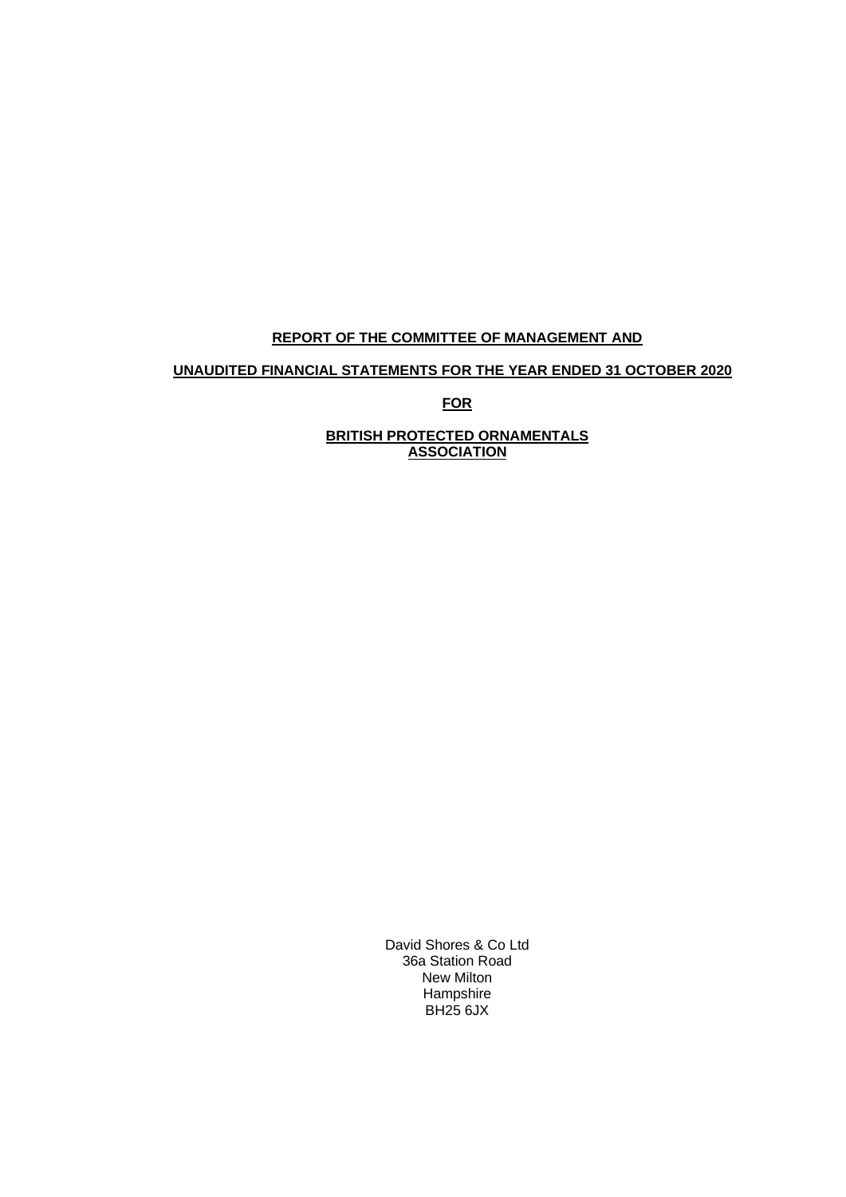**REPORT OF THE COMMITTEE OF MANAGEMENT AND**

**UNAUDITED FINANCIAL STATEMENTS FOR THE YEAR ENDED 31 OCTOBER 2020**

**FOR**

**BRITISH PROTECTED ORNAMENTALS ASSOCIATION**

David Shores & Co Ltd
36a Station Road
New Milton
Hampshire
BH25 6JX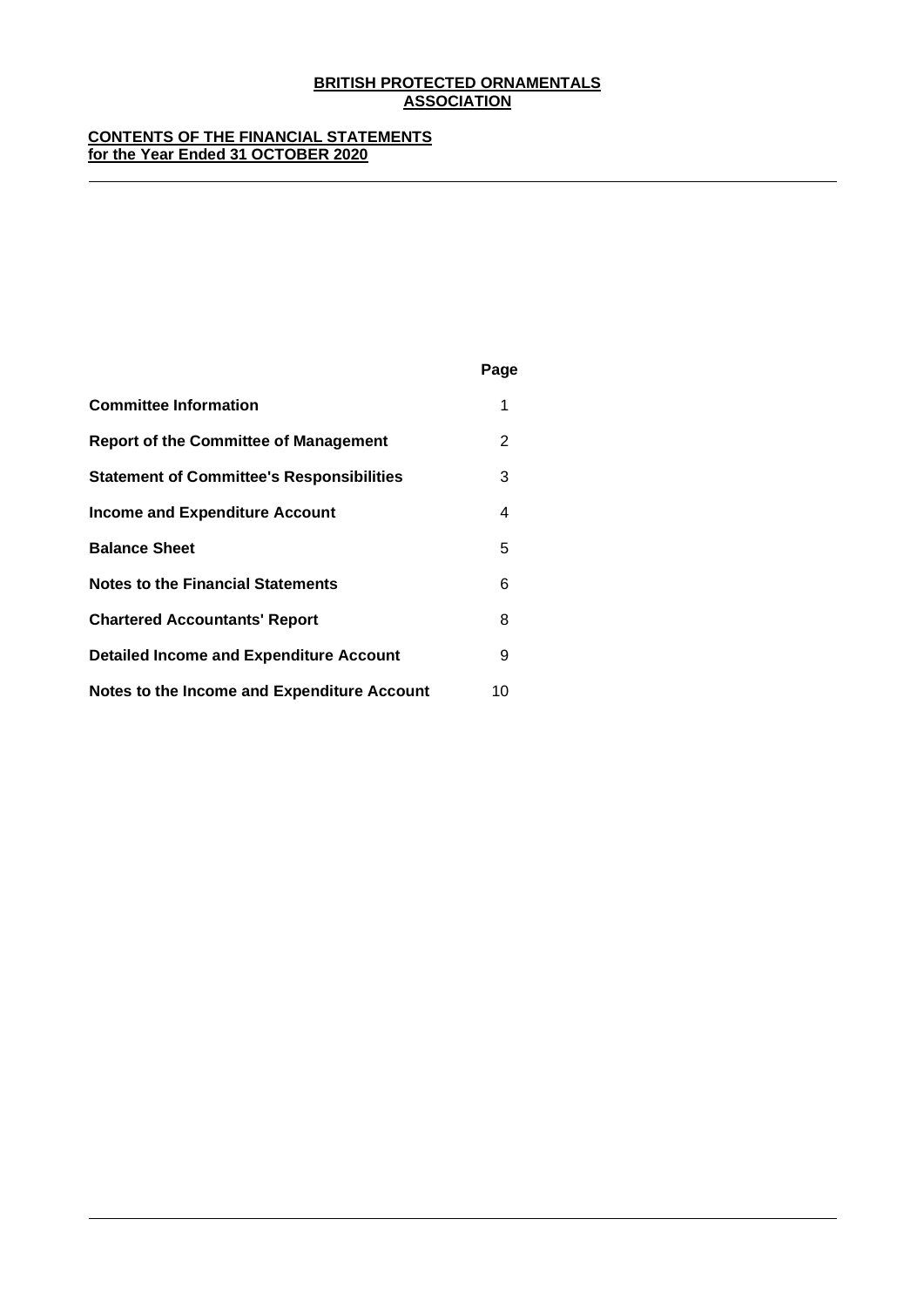# BRITISH PROTECTED ORNAMENTALS ASSOCIATION

## CONTENTS OF THE FINANCIAL STATEMENTS for the Year Ended 31 OCTOBER 2020

| | Page |
|---|---|
| **Committee Information** | 1 |
| **Report of the Committee of Management** | 2 |
| **Statement of Committee's Responsibilities** | 3 |
| **Income and Expenditure Account** | 4 |
| **Balance Sheet** | 5 |
| **Notes to the Financial Statements** | 6 |
| **Chartered Accountants' Report** | 8 |
| **Detailed Income and Expenditure Account** | 9 |
| **Notes to the Income and Expenditure Account** | 10 |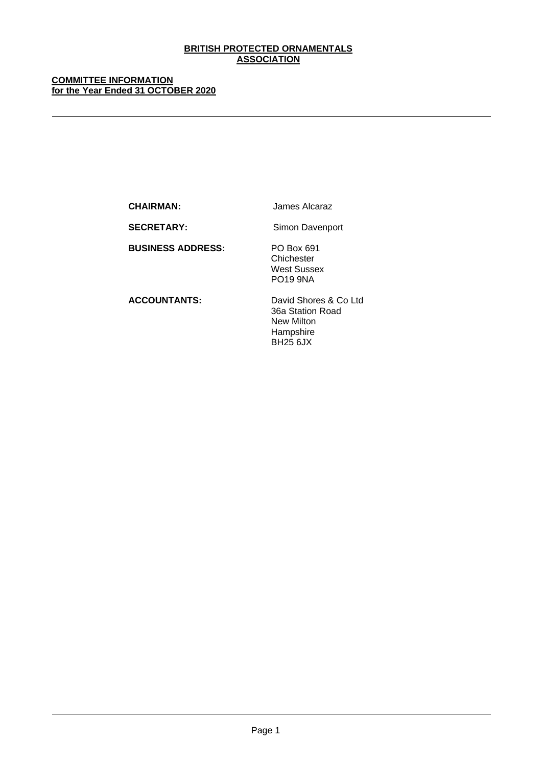# BRITISH PROTECTED ORNAMENTALS ASSOCIATION

## COMMITTEE INFORMATION
## for the Year Ended 31 OCTOBER 2020

| | |
|---|---|
| **CHAIRMAN:** | James Alcaraz |
| **SECRETARY:** | Simon Davenport |
| **BUSINESS ADDRESS:** | PO Box 691<br>Chichester<br>West Sussex<br>PO19 9NA |
| **ACCOUNTANTS:** | David Shores & Co Ltd<br>36a Station Road<br>New Milton<br>Hampshire<br>BH25 6JX |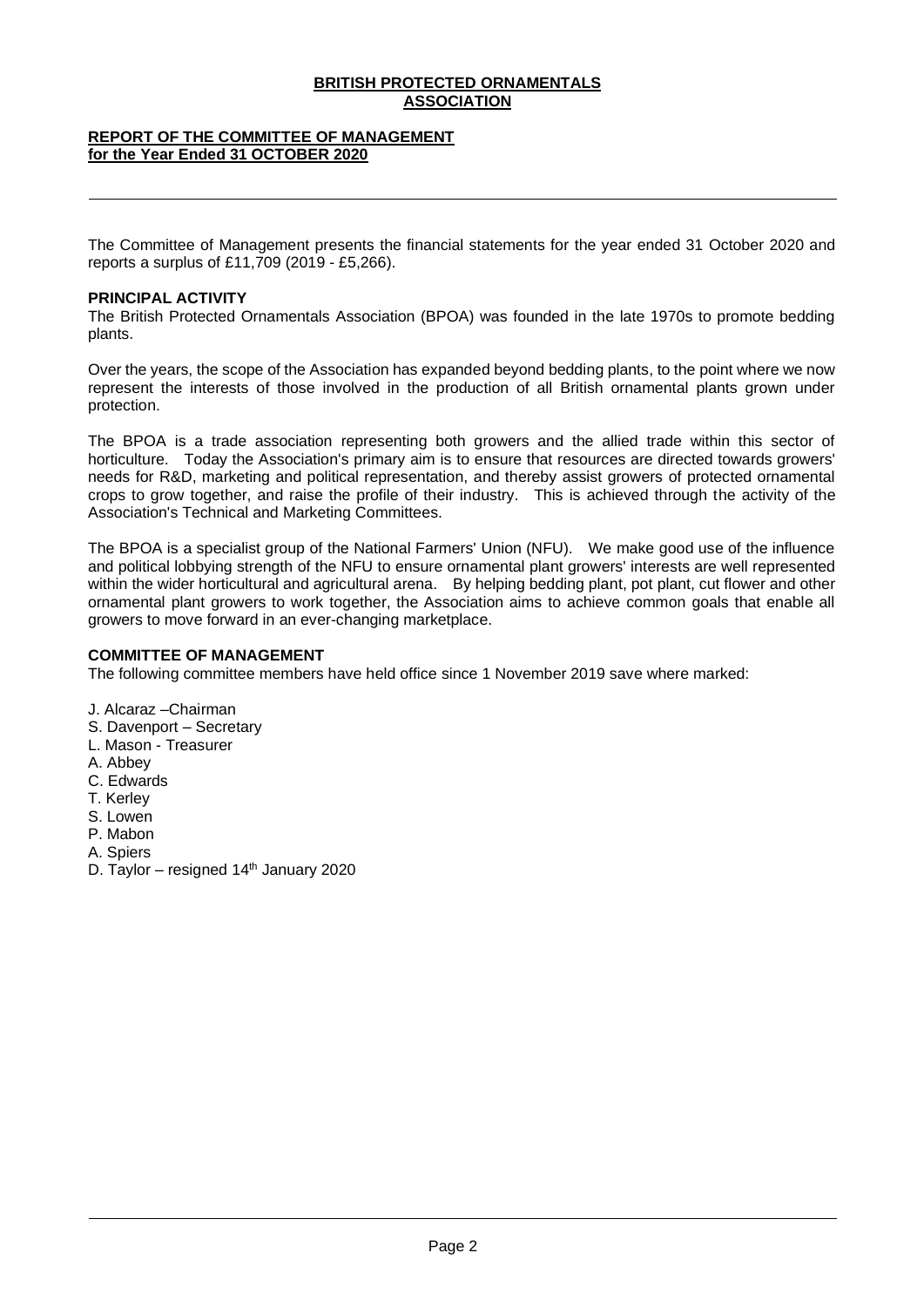# BRITISH PROTECTED ORNAMENTALS ASSOCIATION

## REPORT OF THE COMMITTEE OF MANAGEMENT for the Year Ended 31 OCTOBER 2020

The Committee of Management presents the financial statements for the year ended 31 October 2020 and reports a surplus of £11,709 (2019 - £5,266).

### PRINCIPAL ACTIVITY

The British Protected Ornamentals Association (BPOA) was founded in the late 1970s to promote bedding plants.

Over the years, the scope of the Association has expanded beyond bedding plants, to the point where we now represent the interests of those involved in the production of all British ornamental plants grown under protection.

The BPOA is a trade association representing both growers and the allied trade within this sector of horticulture. Today the Association's primary aim is to ensure that resources are directed towards growers' needs for R&D, marketing and political representation, and thereby assist growers of protected ornamental crops to grow together, and raise the profile of their industry. This is achieved through the activity of the Association's Technical and Marketing Committees.

The BPOA is a specialist group of the National Farmers' Union (NFU). We make good use of the influence and political lobbying strength of the NFU to ensure ornamental plant growers' interests are well represented within the wider horticultural and agricultural arena. By helping bedding plant, pot plant, cut flower and other ornamental plant growers to work together, the Association aims to achieve common goals that enable all growers to move forward in an ever-changing marketplace.

### COMMITTEE OF MANAGEMENT

The following committee members have held office since 1 November 2019 save where marked:

J. Alcaraz –Chairman
S. Davenport – Secretary
L. Mason - Treasurer
A. Abbey
C. Edwards
T. Kerley
S. Lowen
P. Mabon
A. Spiers
D. Taylor – resigned 14th January 2020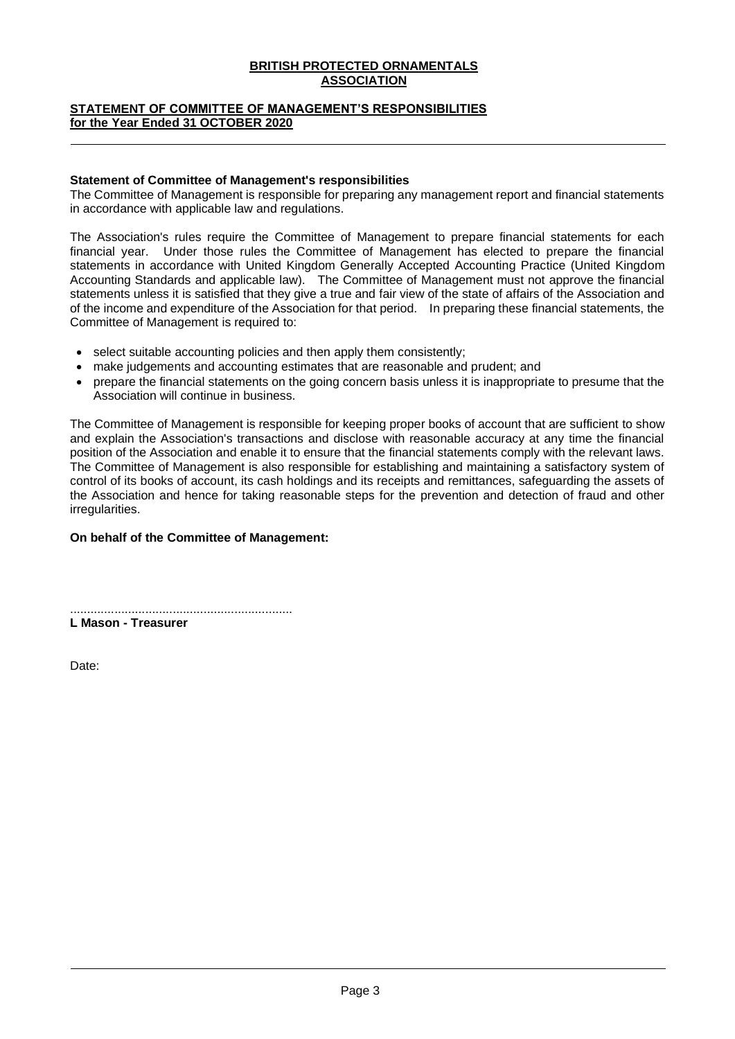# BRITISH PROTECTED ORNAMENTALS ASSOCIATION

## STATEMENT OF COMMITTEE OF MANAGEMENT'S RESPONSIBILITIES for the Year Ended 31 OCTOBER 2020

**Statement of Committee of Management's responsibilities**

The Committee of Management is responsible for preparing any management report and financial statements in accordance with applicable law and regulations.

The Association's rules require the Committee of Management to prepare financial statements for each financial year. Under those rules the Committee of Management has elected to prepare the financial statements in accordance with United Kingdom Generally Accepted Accounting Practice (United Kingdom Accounting Standards and applicable law). The Committee of Management must not approve the financial statements unless it is satisfied that they give a true and fair view of the state of affairs of the Association and of the income and expenditure of the Association for that period. In preparing these financial statements, the Committee of Management is required to:

- select suitable accounting policies and then apply them consistently;
- make judgements and accounting estimates that are reasonable and prudent; and
- prepare the financial statements on the going concern basis unless it is inappropriate to presume that the Association will continue in business.

The Committee of Management is responsible for keeping proper books of account that are sufficient to show and explain the Association's transactions and disclose with reasonable accuracy at any time the financial position of the Association and enable it to ensure that the financial statements comply with the relevant laws. The Committee of Management is also responsible for establishing and maintaining a satisfactory system of control of its books of account, its cash holdings and its receipts and remittances, safeguarding the assets of the Association and hence for taking reasonable steps for the prevention and detection of fraud and other irregularities.

**On behalf of the Committee of Management:**

................................................................
**L Mason - Treasurer**

Date: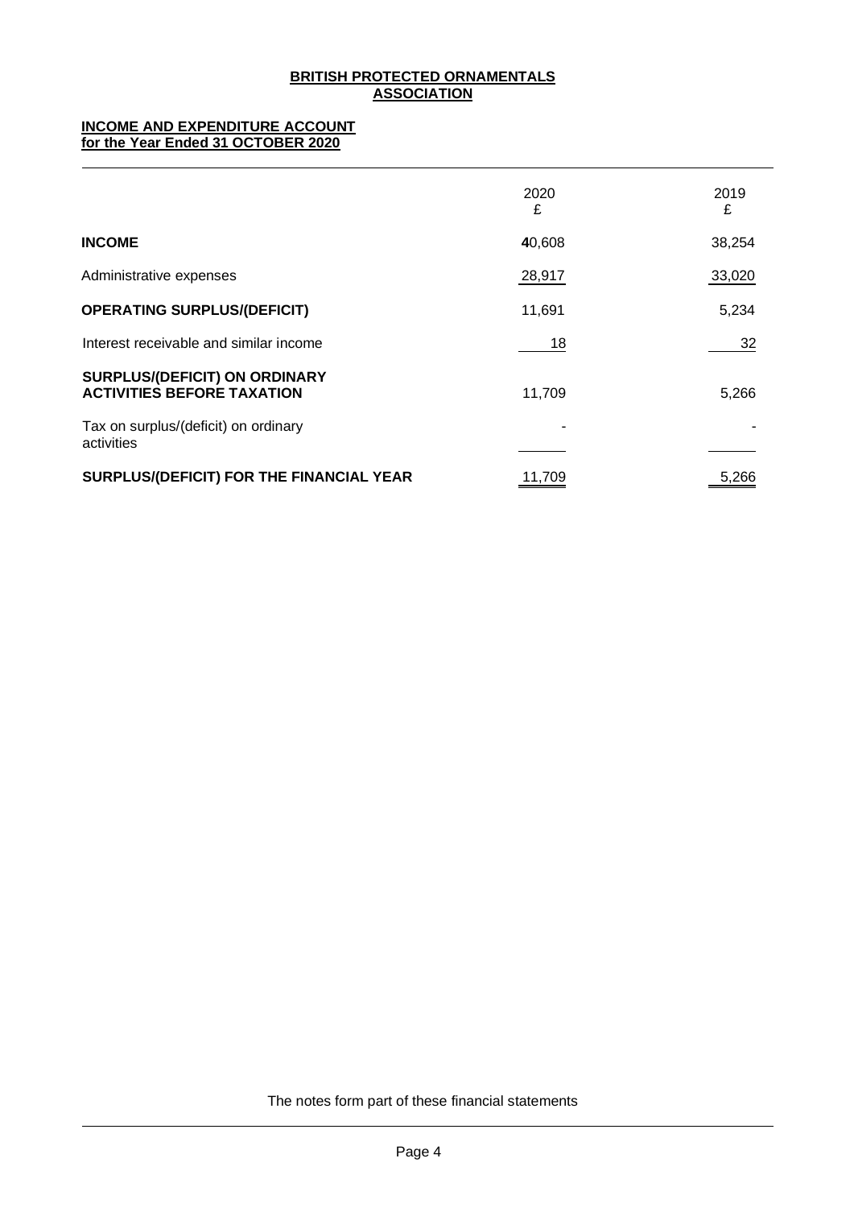**BRITISH PROTECTED ORNAMENTALS ASSOCIATION**

**INCOME AND EXPENDITURE ACCOUNT**
**for the Year Ended 31 OCTOBER 2020**

| | 2020 £ | 2019 £ |
|---|---|---|
| **INCOME** | 40,608 | 38,254 |
| Administrative expenses | 28,917 | 33,020 |
| **OPERATING SURPLUS/(DEFICIT)** | 11,691 | 5,234 |
| Interest receivable and similar income | 18 | 32 |
| **SURPLUS/(DEFICIT) ON ORDINARY ACTIVITIES BEFORE TAXATION** | 11,709 | 5,266 |
| Tax on surplus/(deficit) on ordinary activities | - | - |
| **SURPLUS/(DEFICIT) FOR THE FINANCIAL YEAR** | 11,709 | 5,266 |

The notes form part of these financial statements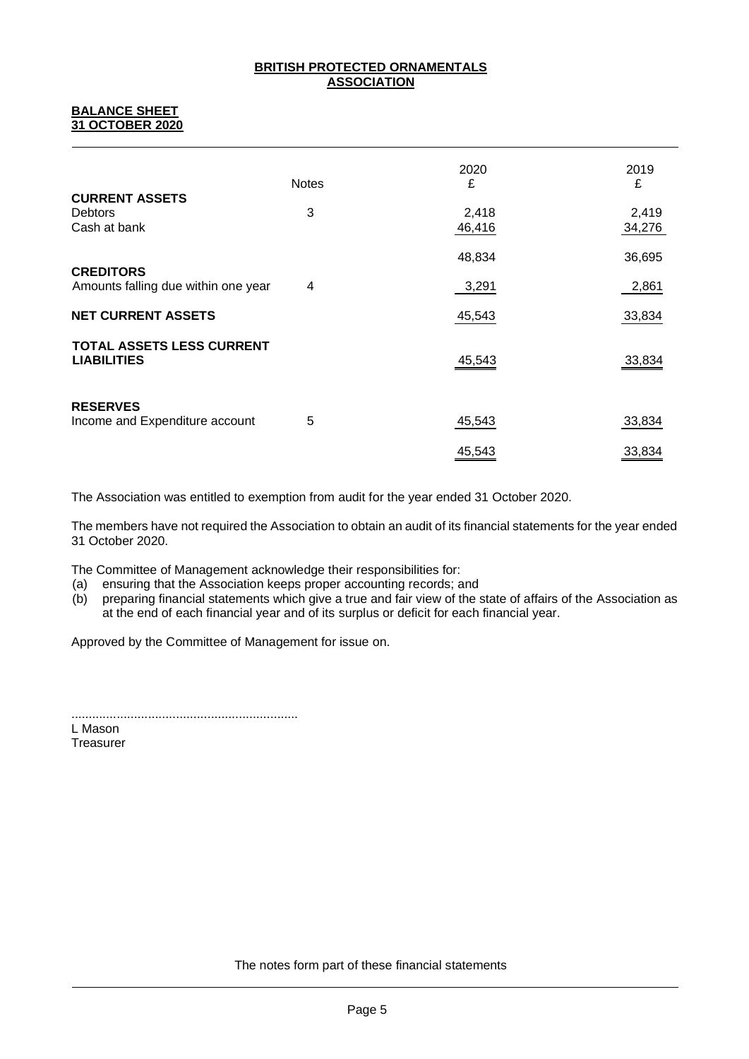# BRITISH PROTECTED ORNAMENTALS ASSOCIATION

## BALANCE SHEET
## 31 OCTOBER 2020

| | Notes | 2020 £ | 2019 £ |
|---|---|---|---|
| **CURRENT ASSETS** | | | |
| Debtors | 3 | 2,418 | 2,419 |
| Cash at bank | | 46,416 | 34,276 |
| | | 48,834 | 36,695 |
| **CREDITORS** | | | |
| Amounts falling due within one year | 4 | 3,291 | 2,861 |
| **NET CURRENT ASSETS** | | 45,543 | 33,834 |
| **TOTAL ASSETS LESS CURRENT LIABILITIES** | | 45,543 | 33,834 |
| **RESERVES** | | | |
| Income and Expenditure account | 5 | 45,543 | 33,834 |
| | | 45,543 | 33,834 |

The Association was entitled to exemption from audit for the year ended 31 October 2020.

The members have not required the Association to obtain an audit of its financial statements for the year ended 31 October 2020.

The Committee of Management acknowledge their responsibilities for:
(a) ensuring that the Association keeps proper accounting records; and
(b) preparing financial statements which give a true and fair view of the state of affairs of the Association as at the end of each financial year and of its surplus or deficit for each financial year.

Approved by the Committee of Management for issue on.

................................................................
L Mason
Treasurer

The notes form part of these financial statements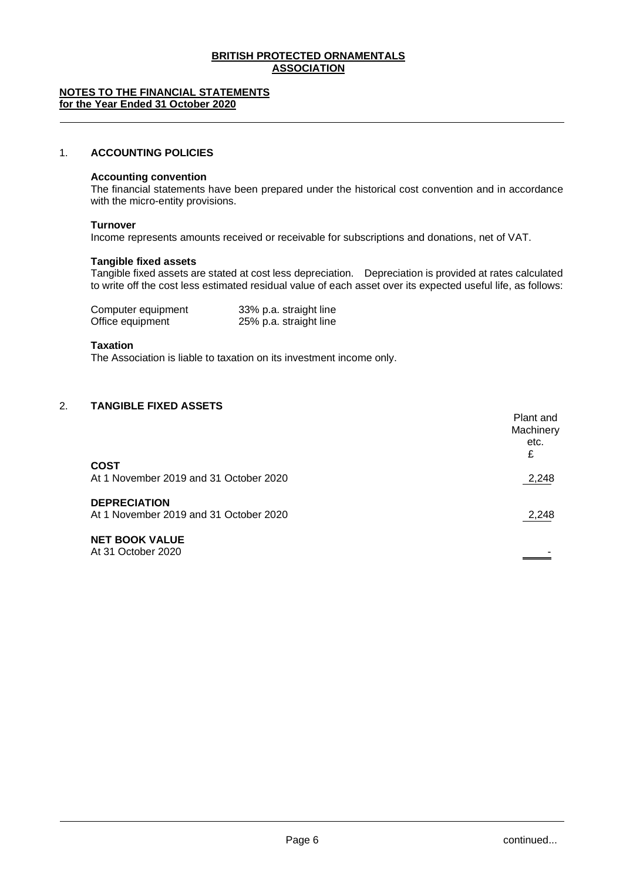**BRITISH PROTECTED ORNAMENTALS ASSOCIATION**

**NOTES TO THE FINANCIAL STATEMENTS**
**for the Year Ended 31 October 2020**

## 1. ACCOUNTING POLICIES

**Accounting convention**
The financial statements have been prepared under the historical cost convention and in accordance with the micro-entity provisions.

**Turnover**
Income represents amounts received or receivable for subscriptions and donations, net of VAT.

**Tangible fixed assets**
Tangible fixed assets are stated at cost less depreciation. Depreciation is provided at rates calculated to write off the cost less estimated residual value of each asset over its expected useful life, as follows:

| | |
|---|---|
| Computer equipment | 33% p.a. straight line |
| Office equipment | 25% p.a. straight line |

**Taxation**
The Association is liable to taxation on its investment income only.

## 2. TANGIBLE FIXED ASSETS

| | Plant and Machinery etc. £ |
|---|---|
| **COST** | |
| At 1 November 2019 and 31 October 2020 | 2,248 |
| **DEPRECIATION** | |
| At 1 November 2019 and 31 October 2020 | 2,248 |
| **NET BOOK VALUE** | |
| At 31 October 2020 | - |

continued...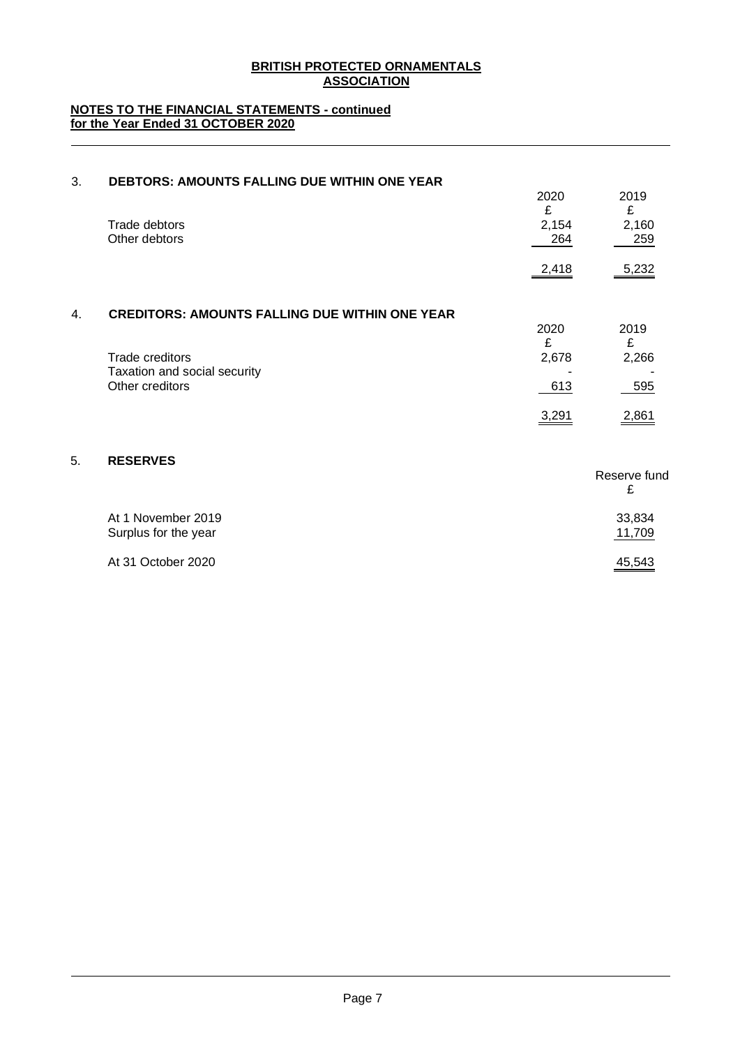**BRITISH PROTECTED ORNAMENTALS ASSOCIATION**

**NOTES TO THE FINANCIAL STATEMENTS - continued for the Year Ended 31 OCTOBER 2020**

## 3. DEBTORS: AMOUNTS FALLING DUE WITHIN ONE YEAR

| | 2020 | 2019 |
|---|---|---|
| | £ | £ |
| Trade debtors | 2,154 | 2,160 |
| Other debtors | 264 | 259 |
| | 2,418 | 5,232 |

## 4. CREDITORS: AMOUNTS FALLING DUE WITHIN ONE YEAR

| | 2020 | 2019 |
|---|---|---|
| | £ | £ |
| Trade creditors | 2,678 | 2,266 |
| Taxation and social security | - | - |
| Other creditors | 613 | 595 |
| | 3,291 | 2,861 |

## 5. RESERVES

| | Reserve fund |
|---|---|
| | £ |
| At 1 November 2019 | 33,834 |
| Surplus for the year | 11,709 |
| At 31 October 2020 | 45,543 |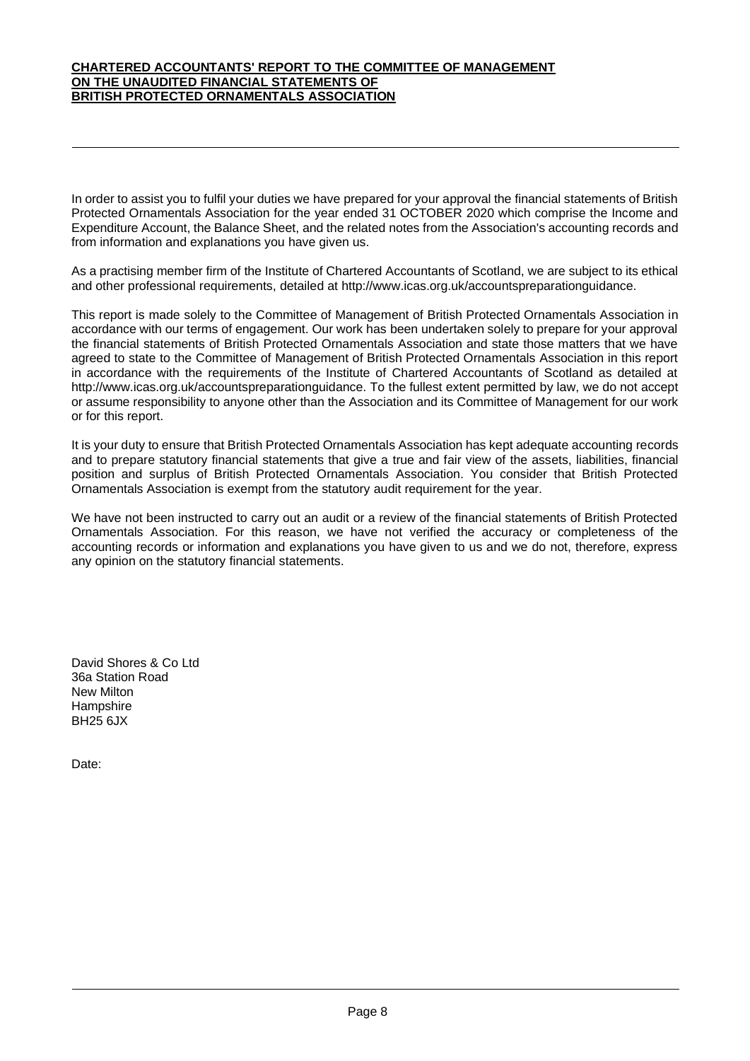**CHARTERED ACCOUNTANTS' REPORT TO THE COMMITTEE OF MANAGEMENT ON THE UNAUDITED FINANCIAL STATEMENTS OF BRITISH PROTECTED ORNAMENTALS ASSOCIATION**

In order to assist you to fulfil your duties we have prepared for your approval the financial statements of British Protected Ornamentals Association for the year ended 31 OCTOBER 2020 which comprise the Income and Expenditure Account, the Balance Sheet, and the related notes from the Association's accounting records and from information and explanations you have given us.

As a practising member firm of the Institute of Chartered Accountants of Scotland, we are subject to its ethical and other professional requirements, detailed at http://www.icas.org.uk/accountspreparationguidance.

This report is made solely to the Committee of Management of British Protected Ornamentals Association in accordance with our terms of engagement. Our work has been undertaken solely to prepare for your approval the financial statements of British Protected Ornamentals Association and state those matters that we have agreed to state to the Committee of Management of British Protected Ornamentals Association in this report in accordance with the requirements of the Institute of Chartered Accountants of Scotland as detailed at http://www.icas.org.uk/accountspreparationguidance. To the fullest extent permitted by law, we do not accept or assume responsibility to anyone other than the Association and its Committee of Management for our work or for this report.

It is your duty to ensure that British Protected Ornamentals Association has kept adequate accounting records and to prepare statutory financial statements that give a true and fair view of the assets, liabilities, financial position and surplus of British Protected Ornamentals Association. You consider that British Protected Ornamentals Association is exempt from the statutory audit requirement for the year.

We have not been instructed to carry out an audit or a review of the financial statements of British Protected Ornamentals Association. For this reason, we have not verified the accuracy or completeness of the accounting records or information and explanations you have given to us and we do not, therefore, express any opinion on the statutory financial statements.

David Shores & Co Ltd
36a Station Road
New Milton
Hampshire
BH25 6JX

Date: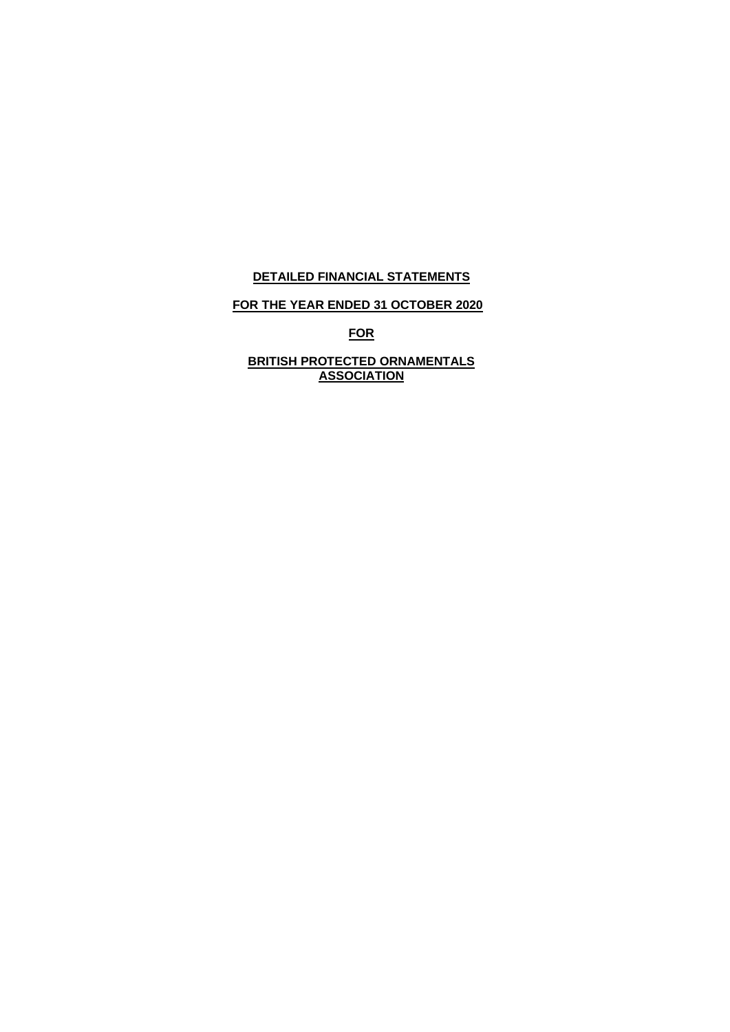**DETAILED FINANCIAL STATEMENTS**

**FOR THE YEAR ENDED 31 OCTOBER 2020**

**FOR**

**BRITISH PROTECTED ORNAMENTALS ASSOCIATION**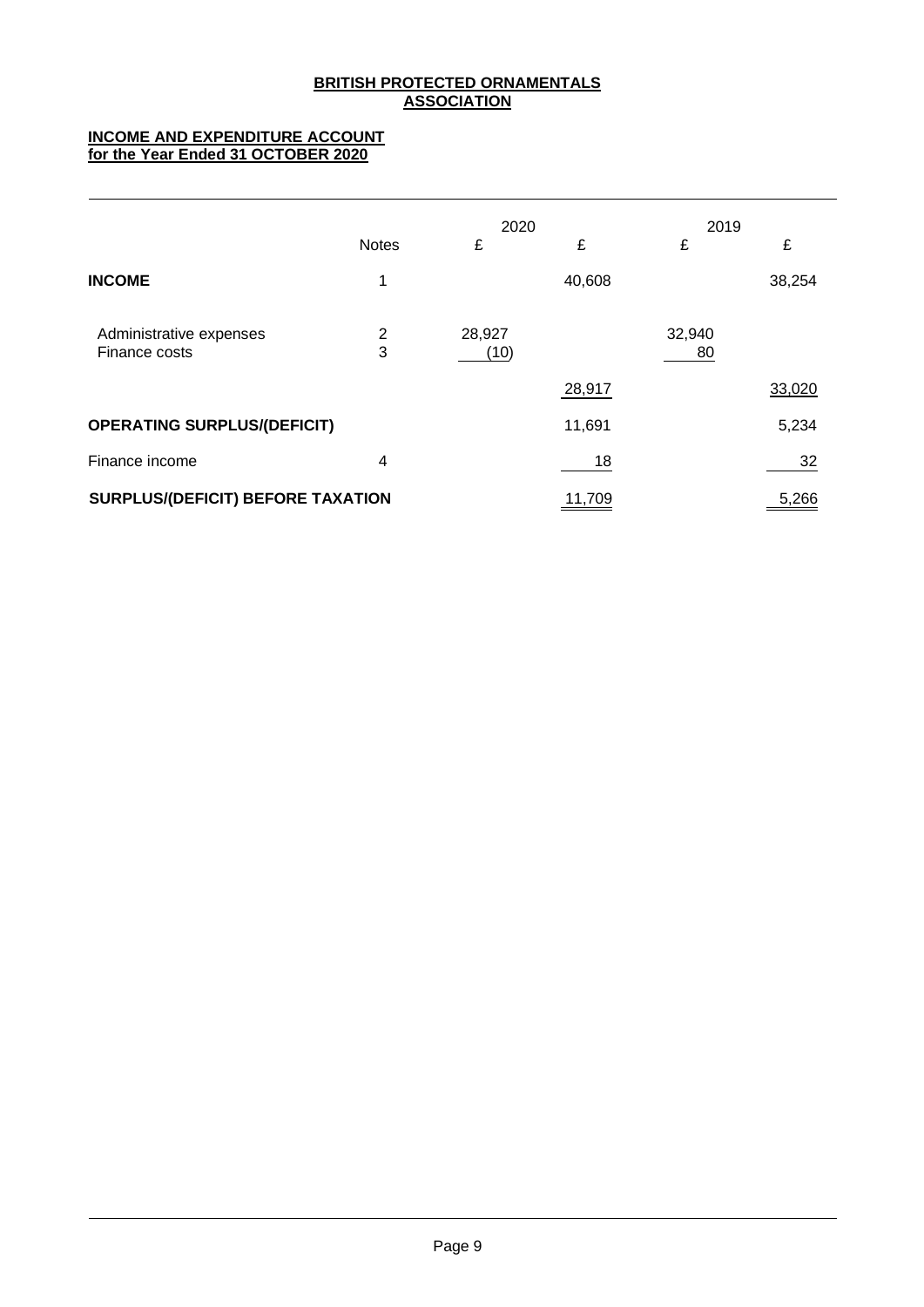# BRITISH PROTECTED ORNAMENTALS ASSOCIATION

## INCOME AND EXPENDITURE ACCOUNT for the Year Ended 31 OCTOBER 2020

| | Notes | 2020 £ | 2020 £ | 2019 £ | 2019 £ |
|---|---|---|---|---|---|
| **INCOME** | 1 | | 40,608 | | 38,254 |
| Administrative expenses | 2 | 28,927 | | 32,940 | |
| Finance costs | 3 | (10) | | 80 | |
| | | | 28,917 | | 33,020 |
| **OPERATING SURPLUS/(DEFICIT)** | | | 11,691 | | 5,234 |
| Finance income | 4 | | 18 | | 32 |
| **SURPLUS/(DEFICIT) BEFORE TAXATION** | | | 11,709 | | 5,266 |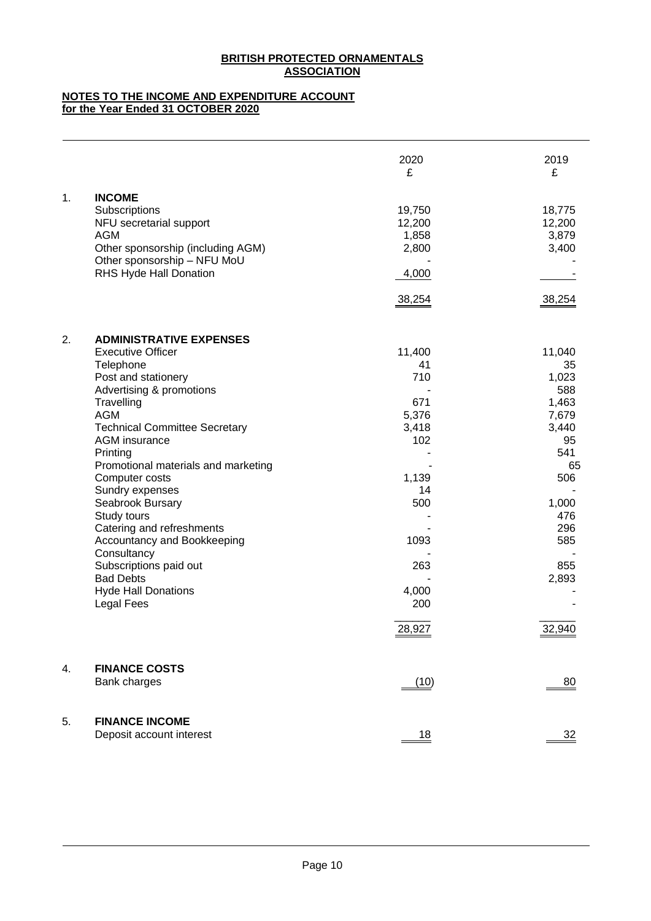**BRITISH PROTECTED ORNAMENTALS ASSOCIATION**

**NOTES TO THE INCOME AND EXPENDITURE ACCOUNT for the Year Ended 31 OCTOBER 2020**

| | | 2020 £ | 2019 £ |
|---|---|---|---|
| 1. | **INCOME** | | |
| | Subscriptions | 19,750 | 18,775 |
| | NFU secretarial support | 12,200 | 12,200 |
| | AGM | 1,858 | 3,879 |
| | Other sponsorship (including AGM) | 2,800 | 3,400 |
| | Other sponsorship – NFU MoU | - | - |
| | RHS Hyde Hall Donation | 4,000 | - |
| | | 38,254 | 38,254 |
| 2. | **ADMINISTRATIVE EXPENSES** | | |
| | Executive Officer | 11,400 | 11,040 |
| | Telephone | 41 | 35 |
| | Post and stationery | 710 | 1,023 |
| | Advertising & promotions | - | 588 |
| | Travelling | 671 | 1,463 |
| | AGM | 5,376 | 7,679 |
| | Technical Committee Secretary | 3,418 | 3,440 |
| | AGM insurance | 102 | 95 |
| | Printing | - | 541 |
| | Promotional materials and marketing | - | 65 |
| | Computer costs | 1,139 | 506 |
| | Sundry expenses | 14 | - |
| | Seabrook Bursary | 500 | 1,000 |
| | Study tours | - | 476 |
| | Catering and refreshments | - | 296 |
| | Accountancy and Bookkeeping | 1093 | 585 |
| | Consultancy | - | - |
| | Subscriptions paid out | 263 | 855 |
| | Bad Debts | - | 2,893 |
| | Hyde Hall Donations | 4,000 | - |
| | Legal Fees | 200 | - |
| | | 28,927 | 32,940 |
| 4. | **FINANCE COSTS** | | |
| | Bank charges | (10) | 80 |
| 5. | **FINANCE INCOME** | | |
| | Deposit account interest | 18 | 32 |